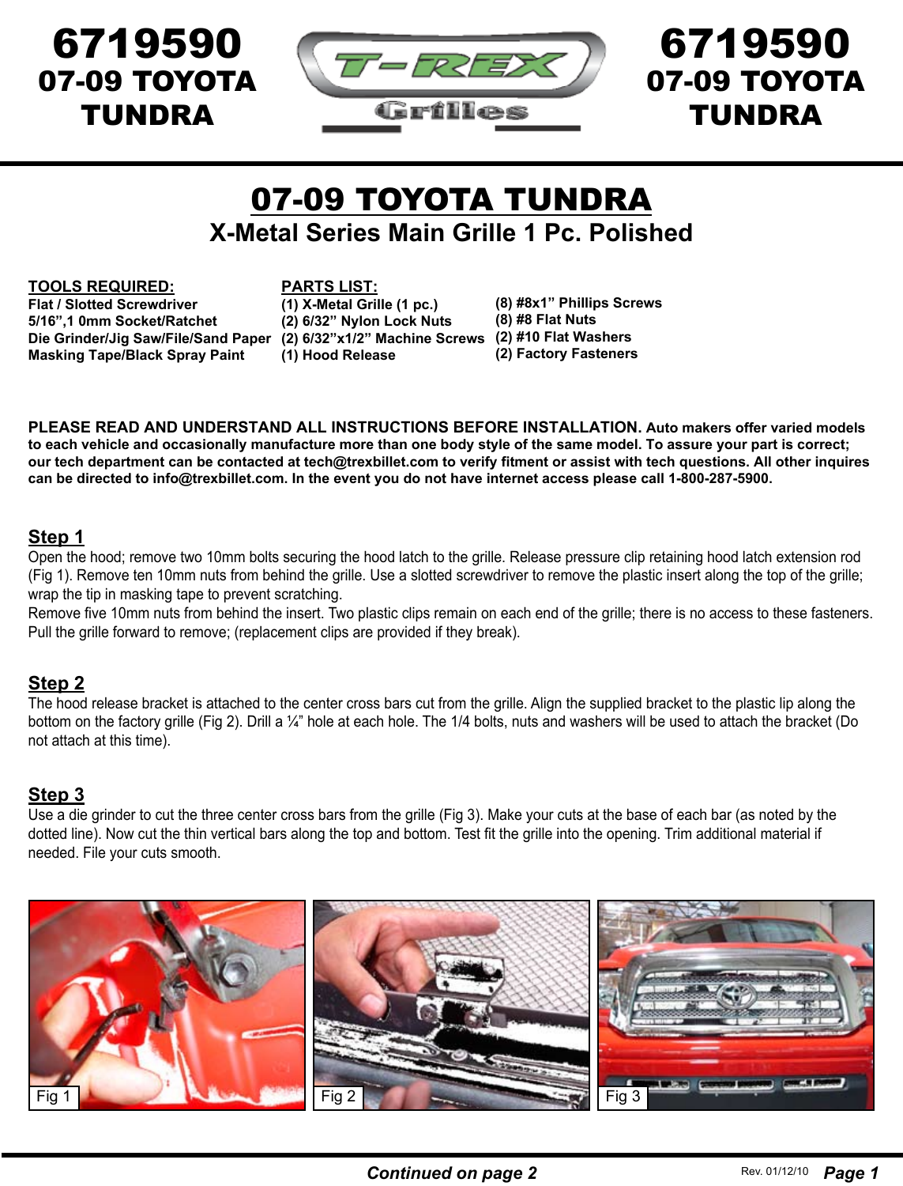# 6719590
## 07-09 TOYOTA TUNDRA

# 07-09 TOYOTA TUNDRA

## X-Metal Series Main Grille 1 Pc. Polished

**TOOLS REQUIRED:**

- Flat / Slotted Screwdriver
- 5/16",1 0mm Socket/Ratchet
- Die Grinder/Jig Saw/File/Sand Paper
- Masking Tape/Black Spray Paint

**PARTS LIST:**

- (1) X-Metal Grille (1 pc.)
- (2) 6/32" Nylon Lock Nuts
- (2) 6/32"x1/2" Machine Screws
- (1) Hood Release
- (8) #8x1" Phillips Screws
- (8) #8 Flat Nuts
- (2) #10 Flat Washers
- (2) Factory Fasteners

**PLEASE READ AND UNDERSTAND ALL INSTRUCTIONS BEFORE INSTALLATION. Auto makers offer varied models to each vehicle and occasionally manufacture more than one body style of the same model. To assure your part is correct; our tech department can be contacted at tech@trexbillet.com to verify fitment or assist with tech questions. All other inquires can be directed to info@trexbillet.com. In the event you do not have internet access please call 1-800-287-5900.**

### Step 1

Open the hood; remove two 10mm bolts securing the hood latch to the grille. Release pressure clip retaining hood latch extension rod (Fig 1). Remove ten 10mm nuts from behind the grille. Use a slotted screwdriver to remove the plastic insert along the top of the grille; wrap the tip in masking tape to prevent scratching.
Remove five 10mm nuts from behind the insert. Two plastic clips remain on each end of the grille; there is no access to these fasteners. Pull the grille forward to remove; (replacement clips are provided if they break).

### Step 2

The hood release bracket is attached to the center cross bars cut from the grille. Align the supplied bracket to the plastic lip along the bottom on the factory grille (Fig 2). Drill a ¼" hole at each hole. The 1/4 bolts, nuts and washers will be used to attach the bracket (Do not attach at this time).

### Step 3

Use a die grinder to cut the three center cross bars from the grille (Fig 3). Make your cuts at the base of each bar (as noted by the dotted line). Now cut the thin vertical bars along the top and bottom. Test fit the grille into the opening. Trim additional material if needed. File your cuts smooth.

Fig 1

Fig 2

Fig 3

***Continued on page 2***

Rev. 01/12/10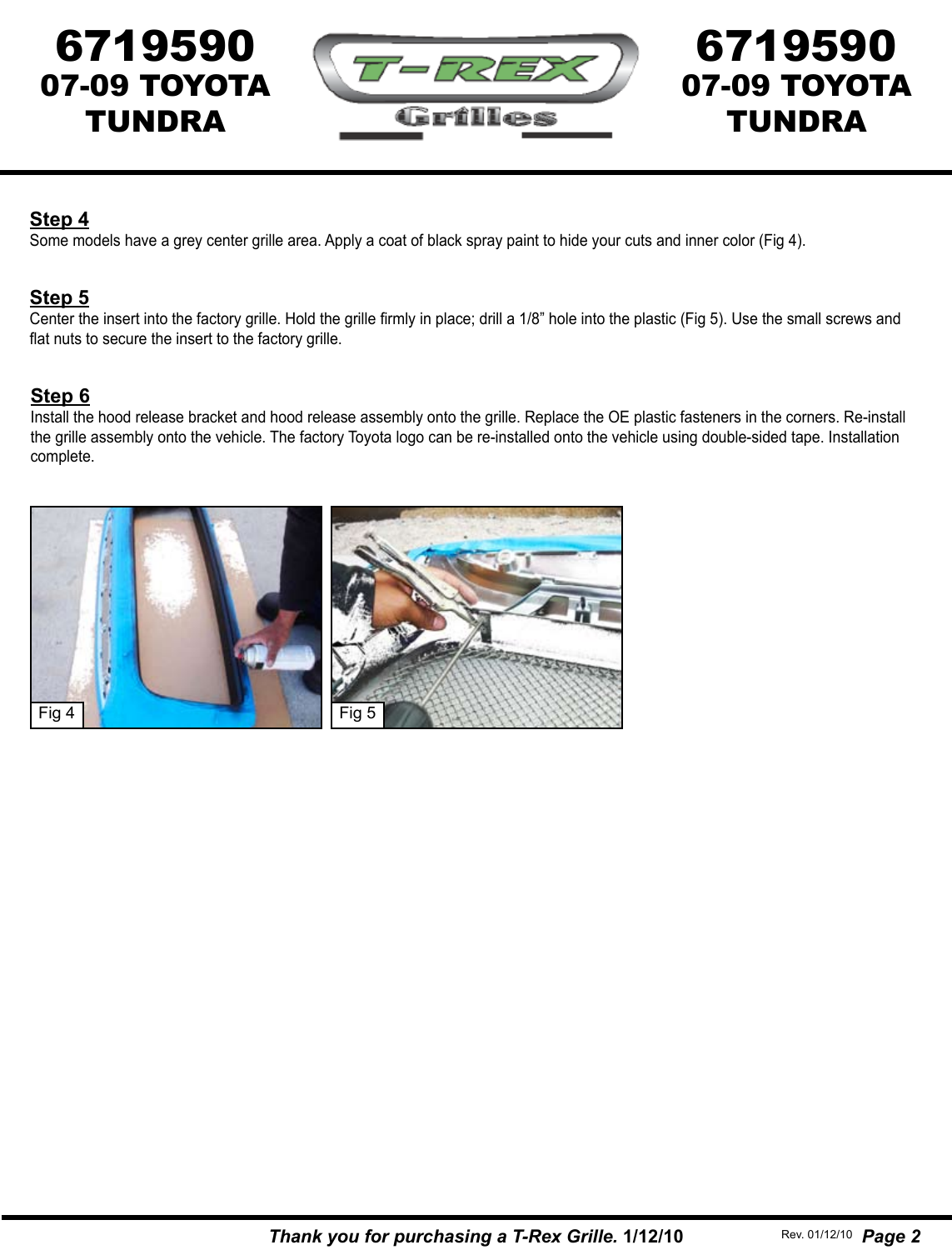## Step 4

Some models have a grey center grille area. Apply a coat of black spray paint to hide your cuts and inner color (Fig 4).

## Step 5

Center the insert into the factory grille. Hold the grille firmly in place; drill a 1/8" hole into the plastic (Fig 5). Use the small screws and flat nuts to secure the insert to the factory grille.

## Step 6

Install the hood release bracket and hood release assembly onto the grille. Replace the OE plastic fasteners in the corners. Re-install the grille assembly onto the vehicle. The factory Toyota logo can be re-installed onto the vehicle using double-sided tape. Installation complete.

Fig 4

Fig 5

*Thank you for purchasing a T-Rex Grille.* **1/12/10**